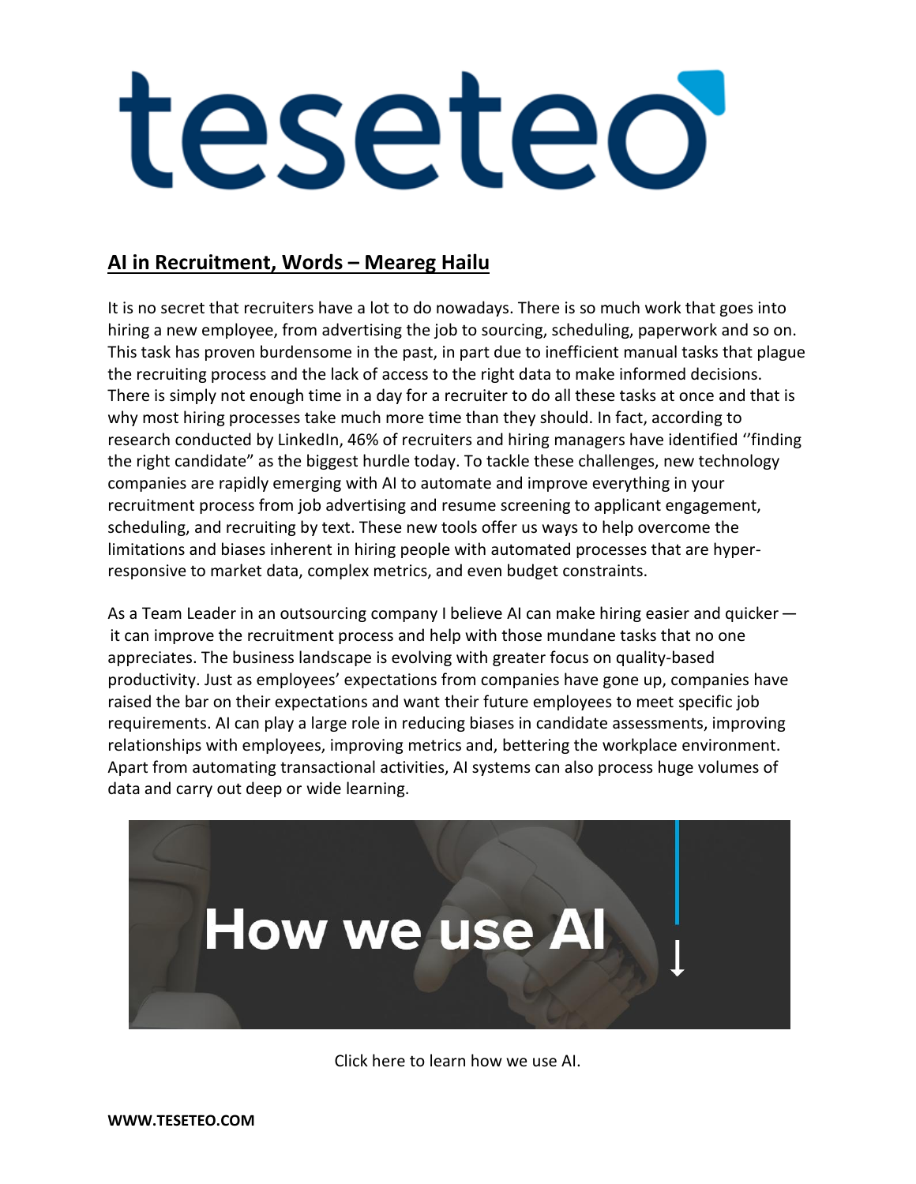# teseteo

## AI in Recruitment, Words – Meareg Hailu

It is no secret that recruiters have a lot to do nowadays. There is so much work that goes into hiring a new employee, from advertising the job to sourcing, scheduling, paperwork and so on. This task has proven burdensome in the past, in part due to inefficient manual tasks that plague the recruiting process and the lack of access to the right data to make informed decisions. There is simply not enough time in a day for a recruiter to do all these tasks at once and that is why most hiring processes take much more time than they should. In fact, according to research conducted by LinkedIn, 46% of recruiters and hiring managers have identified ''finding the right candidate" as the biggest hurdle today. To tackle these challenges, new technology companies are rapidly emerging with AI to automate and improve everything in your recruitment process from job advertising and resume screening to applicant engagement, scheduling, and recruiting by text. These new tools offer us ways to help overcome the limitations and biases inherent in hiring people with automated processes that are hyper-responsive to market data, complex metrics, and even budget constraints.

As a Team Leader in an outsourcing company I believe AI can make hiring easier and quicker — it can improve the recruitment process and help with those mundane tasks that no one appreciates. The business landscape is evolving with greater focus on quality-based productivity. Just as employees' expectations from companies have gone up, companies have raised the bar on their expectations and want their future employees to meet specific job requirements. AI can play a large role in reducing biases in candidate assessments, improving relationships with employees, improving metrics and, bettering the workplace environment. Apart from automating transactional activities, AI systems can also process huge volumes of data and carry out deep or wide learning.

How we use AI

Click here to learn how we use AI.

**WWW.TESETEO.COM**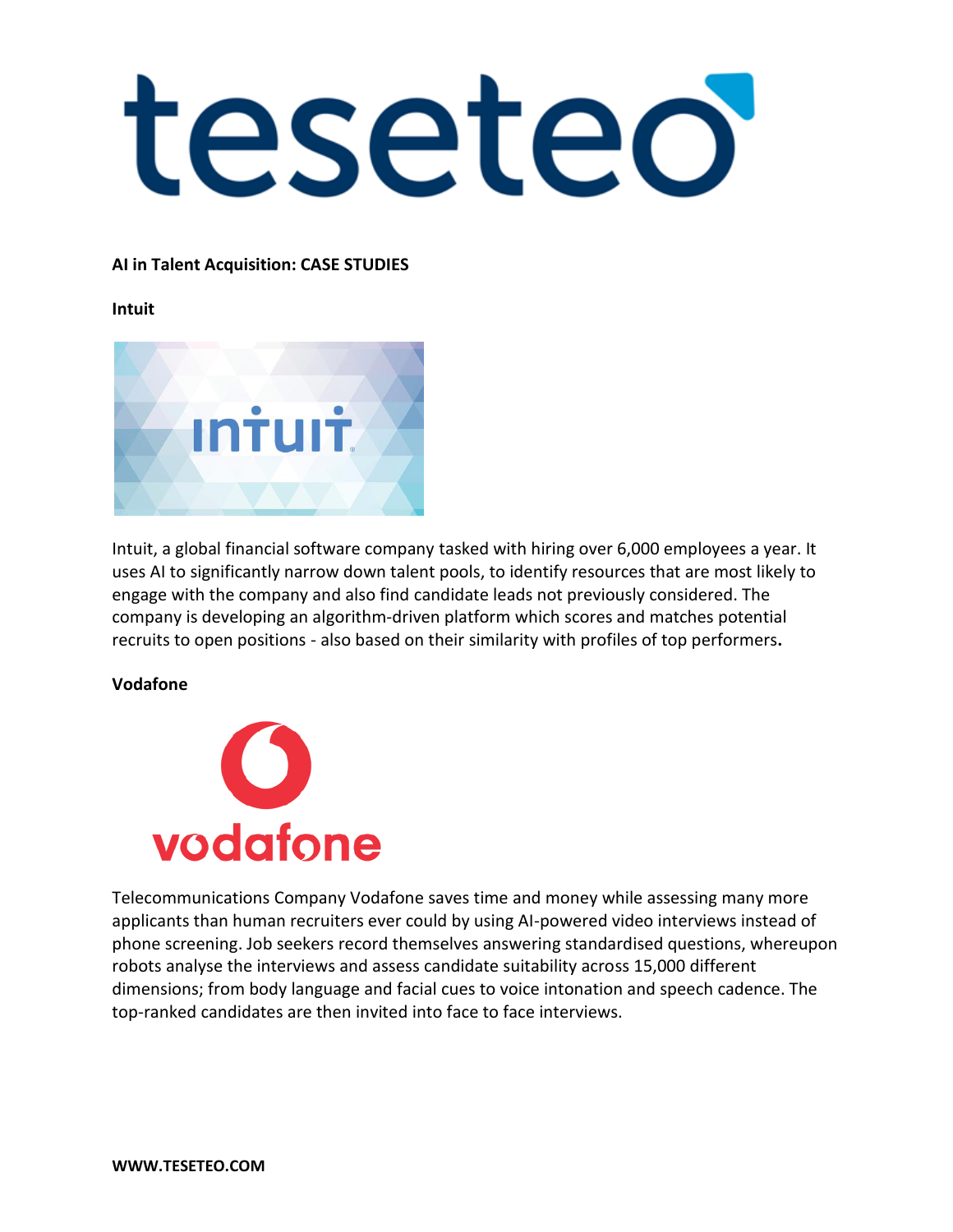# teseteo

**AI in Talent Acquisition: CASE STUDIES**

**Intuit**

Intuit, a global financial software company tasked with hiring over 6,000 employees a year. It uses AI to significantly narrow down talent pools, to identify resources that are most likely to engage with the company and also find candidate leads not previously considered. The company is developing an algorithm-driven platform which scores and matches potential recruits to open positions - also based on their similarity with profiles of top performers**.**

**Vodafone**

Telecommunications Company Vodafone saves time and money while assessing many more applicants than human recruiters ever could by using AI-powered video interviews instead of phone screening. Job seekers record themselves answering standardised questions, whereupon robots analyse the interviews and assess candidate suitability across 15,000 different dimensions; from body language and facial cues to voice intonation and speech cadence. The top-ranked candidates are then invited into face to face interviews.

**WWW.TESETEO.COM**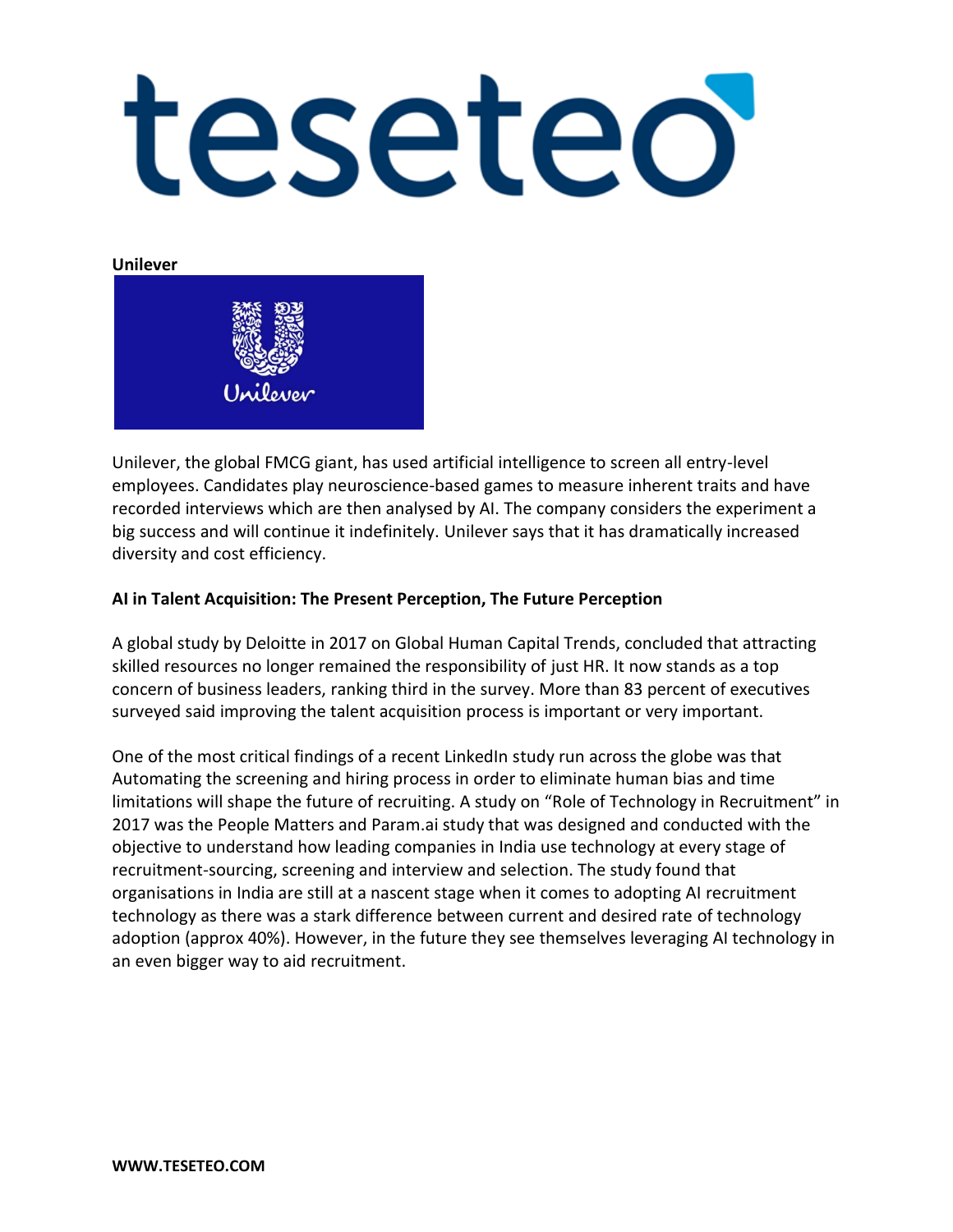**Unilever**

Unilever, the global FMCG giant, has used artificial intelligence to screen all entry-level employees. Candidates play neuroscience-based games to measure inherent traits and have recorded interviews which are then analysed by AI. The company considers the experiment a big success and will continue it indefinitely. Unilever says that it has dramatically increased diversity and cost efficiency.

**AI in Talent Acquisition: The Present Perception, The Future Perception**

A global study by Deloitte in 2017 on Global Human Capital Trends, concluded that attracting skilled resources no longer remained the responsibility of just HR. It now stands as a top concern of business leaders, ranking third in the survey. More than 83 percent of executives surveyed said improving the talent acquisition process is important or very important.

One of the most critical findings of a recent LinkedIn study run across the globe was that Automating the screening and hiring process in order to eliminate human bias and time limitations will shape the future of recruiting. A study on "Role of Technology in Recruitment" in 2017 was the People Matters and Param.ai study that was designed and conducted with the objective to understand how leading companies in India use technology at every stage of recruitment-sourcing, screening and interview and selection. The study found that organisations in India are still at a nascent stage when it comes to adopting AI recruitment technology as there was a stark difference between current and desired rate of technology adoption (approx 40%). However, in the future they see themselves leveraging AI technology in an even bigger way to aid recruitment.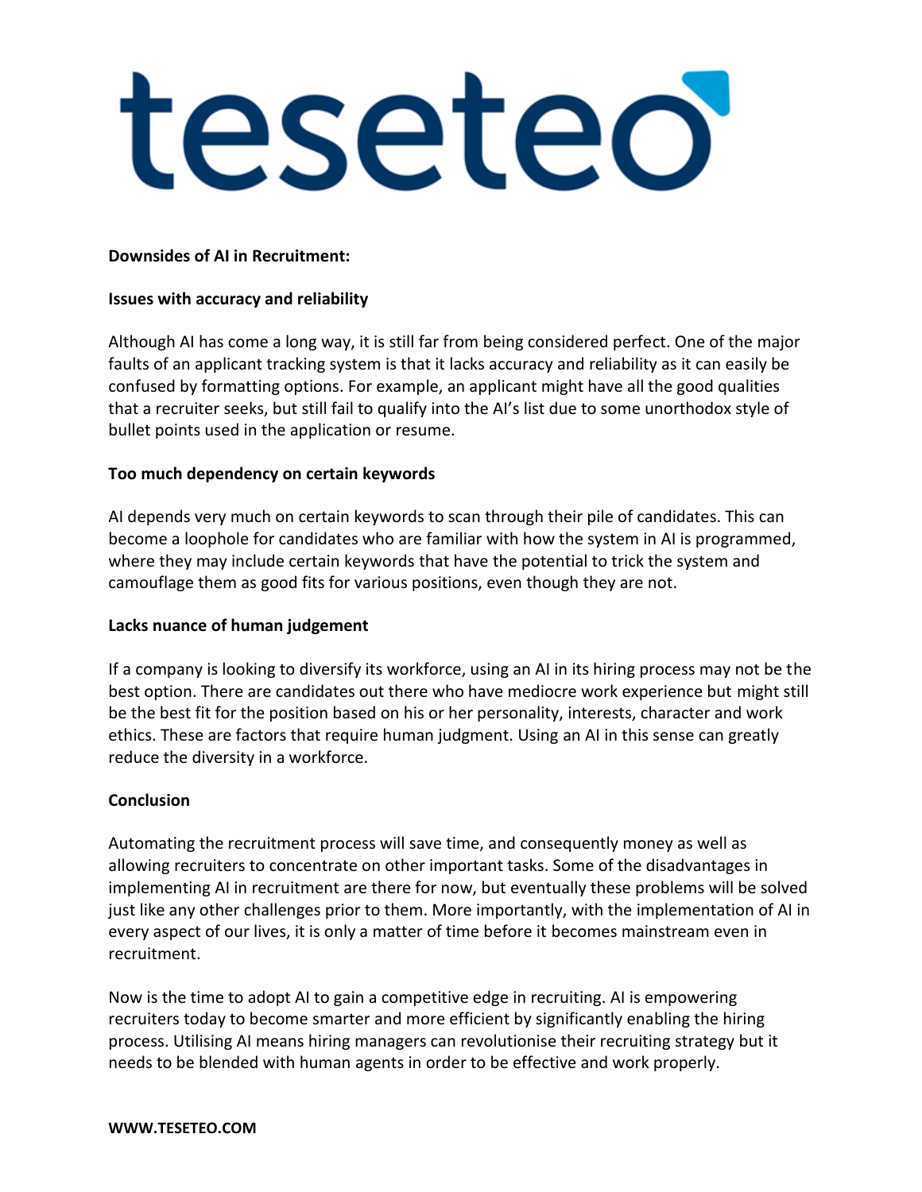teseteo

**Downsides of AI in Recruitment:**

**Issues with accuracy and reliability**

Although AI has come a long way, it is still far from being considered perfect. One of the major faults of an applicant tracking system is that it lacks accuracy and reliability as it can easily be confused by formatting options. For example, an applicant might have all the good qualities that a recruiter seeks, but still fail to qualify into the AI's list due to some unorthodox style of bullet points used in the application or resume.

**Too much dependency on certain keywords**

AI depends very much on certain keywords to scan through their pile of candidates. This can become a loophole for candidates who are familiar with how the system in AI is programmed, where they may include certain keywords that have the potential to trick the system and camouflage them as good fits for various positions, even though they are not.

**Lacks nuance of human judgement**

If a company is looking to diversify its workforce, using an AI in its hiring process may not be the best option. There are candidates out there who have mediocre work experience but might still be the best fit for the position based on his or her personality, interests, character and work ethics. These are factors that require human judgment. Using an AI in this sense can greatly reduce the diversity in a workforce.

**Conclusion**

Automating the recruitment process will save time, and consequently money as well as allowing recruiters to concentrate on other important tasks. Some of the disadvantages in implementing AI in recruitment are there for now, but eventually these problems will be solved just like any other challenges prior to them. More importantly, with the implementation of AI in every aspect of our lives, it is only a matter of time before it becomes mainstream even in recruitment.

Now is the time to adopt AI to gain a competitive edge in recruiting. AI is empowering recruiters today to become smarter and more efficient by significantly enabling the hiring process. Utilising AI means hiring managers can revolutionise their recruiting strategy but it needs to be blended with human agents in order to be effective and work properly.

**WWW.TESETEO.COM**